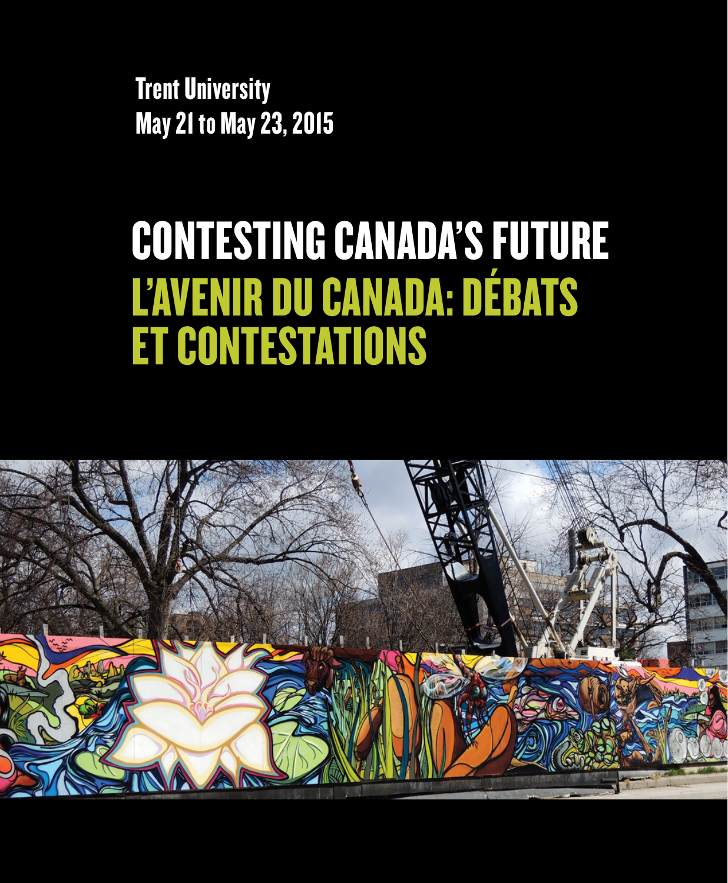**Trent University**
**May 21 to May 23, 2015**

# CONTESTING CANADA'S FUTURE

# L'AVENIR DU CANADA: DÉBATS ET CONTESTATIONS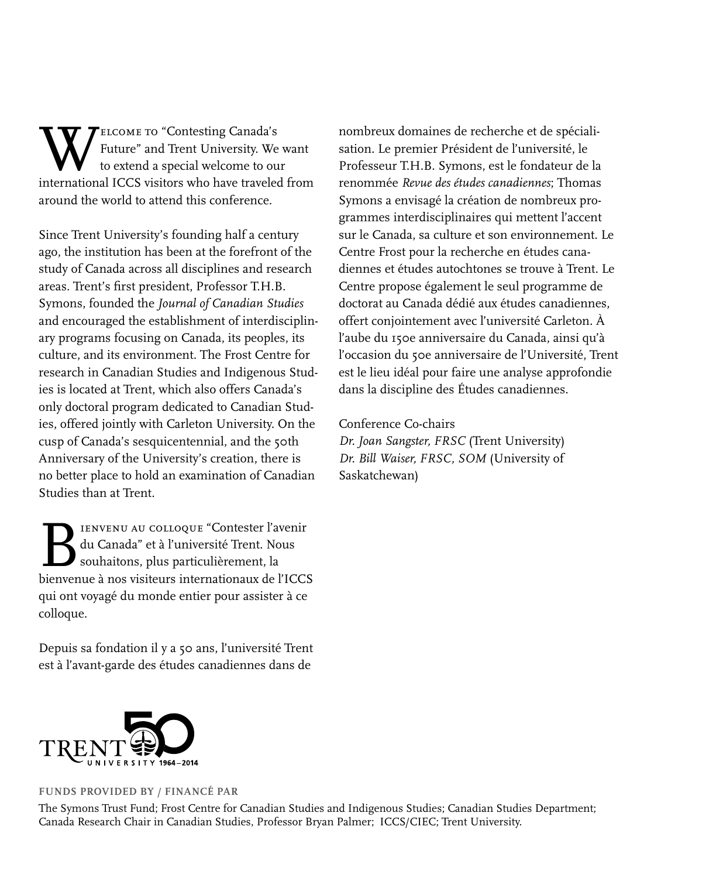Welcome to "Contesting Canada's Future" and Trent University. We want to extend a special welcome to our international ICCS visitors who have traveled from around the world to attend this conference.

Since Trent University's founding half a century ago, the institution has been at the forefront of the study of Canada across all disciplines and research areas. Trent's first president, Professor T.H.B. Symons, founded the *Journal of Canadian Studies* and encouraged the establishment of interdisciplinary programs focusing on Canada, its peoples, its culture, and its environment. The Frost Centre for research in Canadian Studies and Indigenous Studies is located at Trent, which also offers Canada's only doctoral program dedicated to Canadian Studies, offered jointly with Carleton University. On the cusp of Canada's sesquicentennial, and the 50th Anniversary of the University's creation, there is no better place to hold an examination of Canadian Studies than at Trent.

Bienvenu au colloque "Contester l'avenir du Canada" et à l'université Trent. Nous souhaitons, plus particulièrement, la bienvenue à nos visiteurs internationaux de l'ICCS qui ont voyagé du monde entier pour assister à ce colloque.

Depuis sa fondation il y a 50 ans, l'université Trent est à l'avant-garde des études canadiennes dans de nombreux domaines de recherche et de spécialisation. Le premier Président de l'université, le Professeur T.H.B. Symons, est le fondateur de la renommée *Revue des études canadiennes*; Thomas Symons a envisagé la création de nombreux programmes interdisciplinaires qui mettent l'accent sur le Canada, sa culture et son environnement. Le Centre Frost pour la recherche en études canadiennes et études autochtones se trouve à Trent. Le Centre propose également le seul programme de doctorat au Canada dédié aux études canadiennes, offert conjointement avec l'université Carleton. À l'aube du 150e anniversaire du Canada, ainsi qu'à l'occasion du 50e anniversaire de l'Université, Trent est le lieu idéal pour faire une analyse approfondie dans la discipline des Études canadiennes.

Conference Co-chairs
*Dr. Joan Sangster, FRSC* (Trent University)
*Dr. Bill Waiser, FRSC, SOM* (University of Saskatchewan)

TRENT UNIVERSITY 1964–2014

**FUNDS PROVIDED BY / FINANCÉ PAR**

The Symons Trust Fund; Frost Centre for Canadian Studies and Indigenous Studies; Canadian Studies Department; Canada Research Chair in Canadian Studies, Professor Bryan Palmer; ICCS/CIEC; Trent University.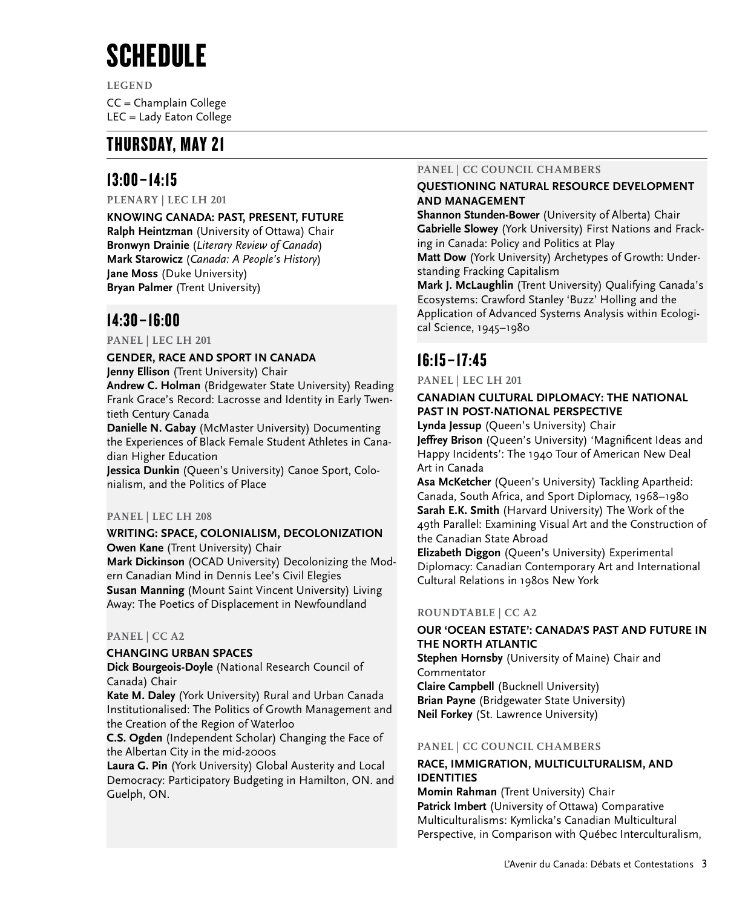# SCHEDULE

**LEGEND**

CC = Champlain College
LEC = Lady Eaton College

## THURSDAY, MAY 21

### 13:00–14:15

**PLENARY | LEC LH 201**

**KNOWING CANADA: PAST, PRESENT, FUTURE**
**Ralph Heintzman** (University of Ottawa) Chair
**Bronwyn Drainie** (*Literary Review of Canada*)
**Mark Starowicz** (*Canada: A People's History*)
**Jane Moss** (Duke University)
**Bryan Palmer** (Trent University)

### 14:30–16:00

**PANEL | LEC LH 201**

**GENDER, RACE AND SPORT IN CANADA**
**Jenny Ellison** (Trent University) Chair
**Andrew C. Holman** (Bridgewater State University) Reading Frank Grace's Record: Lacrosse and Identity in Early Twentieth Century Canada
**Danielle N. Gabay** (McMaster University) Documenting the Experiences of Black Female Student Athletes in Canadian Higher Education
**Jessica Dunkin** (Queen's University) Canoe Sport, Colonialism, and the Politics of Place

**PANEL | LEC LH 208**

**WRITING: SPACE, COLONIALISM, DECOLONIZATION**
**Owen Kane** (Trent University) Chair
**Mark Dickinson** (OCAD University) Decolonizing the Modern Canadian Mind in Dennis Lee's Civil Elegies
**Susan Manning** (Mount Saint Vincent University) Living Away: The Poetics of Displacement in Newfoundland

**PANEL | CC A2**

**CHANGING URBAN SPACES**
**Dick Bourgeois-Doyle** (National Research Council of Canada) Chair
**Kate M. Daley** (York University) Rural and Urban Canada Institutionalised: The Politics of Growth Management and the Creation of the Region of Waterloo
**C.S. Ogden** (Independent Scholar) Changing the Face of the Albertan City in the mid-2000s
**Laura G. Pin** (York University) Global Austerity and Local Democracy: Participatory Budgeting in Hamilton, ON. and Guelph, ON.

**PANEL | CC COUNCIL CHAMBERS**

**QUESTIONING NATURAL RESOURCE DEVELOPMENT AND MANAGEMENT**
**Shannon Stunden-Bower** (University of Alberta) Chair
**Gabrielle Slowey** (York University) First Nations and Fracking in Canada: Policy and Politics at Play
**Matt Dow** (York University) Archetypes of Growth: Understanding Fracking Capitalism
**Mark J. McLaughlin** (Trent University) Qualifying Canada's Ecosystems: Crawford Stanley 'Buzz' Holling and the Application of Advanced Systems Analysis within Ecological Science, 1945–1980

### 16:15–17:45

**PANEL | LEC LH 201**

**CANADIAN CULTURAL DIPLOMACY: THE NATIONAL PAST IN POST-NATIONAL PERSPECTIVE**
**Lynda Jessup** (Queen's University) Chair
**Jeffrey Brison** (Queen's University) 'Magnificent Ideas and Happy Incidents': The 1940 Tour of American New Deal Art in Canada
**Asa McKetcher** (Queen's University) Tackling Apartheid: Canada, South Africa, and Sport Diplomacy, 1968–1980
**Sarah E.K. Smith** (Harvard University) The Work of the 49th Parallel: Examining Visual Art and the Construction of the Canadian State Abroad
**Elizabeth Diggon** (Queen's University) Experimental Diplomacy: Canadian Contemporary Art and International Cultural Relations in 1980s New York

**ROUNDTABLE | CC A2**

**OUR 'OCEAN ESTATE': CANADA'S PAST AND FUTURE IN THE NORTH ATLANTIC**
**Stephen Hornsby** (University of Maine) Chair and Commentator
**Claire Campbell** (Bucknell University)
**Brian Payne** (Bridgewater State University)
**Neil Forkey** (St. Lawrence University)

**PANEL | CC COUNCIL CHAMBERS**

**RACE, IMMIGRATION, MULTICULTURALISM, AND IDENTITIES**
**Momin Rahman** (Trent University) Chair
**Patrick Imbert** (University of Ottawa) Comparative Multiculturalisms: Kymlicka's Canadian Multicultural Perspective, in Comparison with Québec Interculturalism,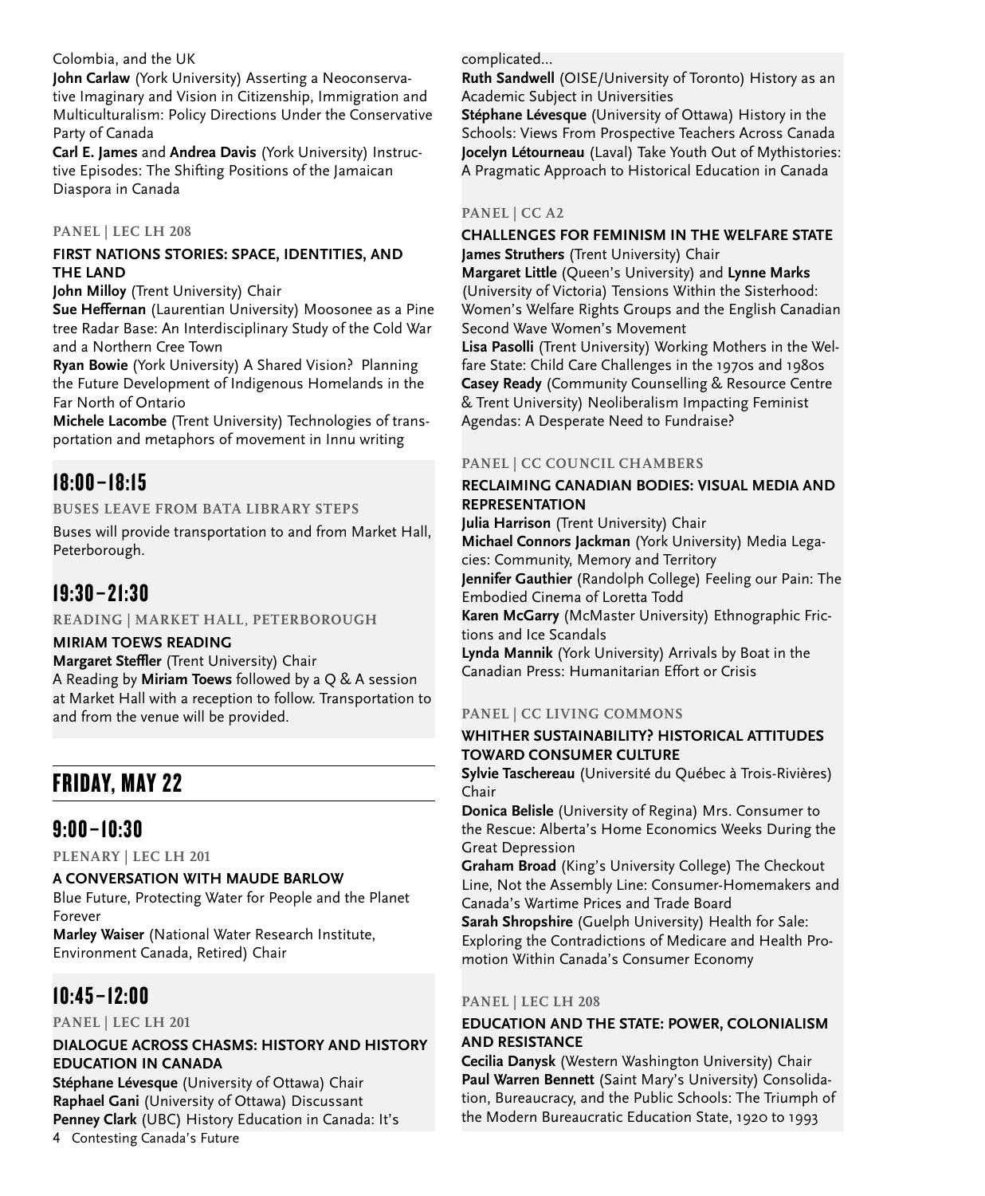Colombia, and the UK

**John Carlaw** (York University) Asserting a Neoconservative Imaginary and Vision in Citizenship, Immigration and Multiculturalism: Policy Directions Under the Conservative Party of Canada

**Carl E. James** and **Andrea Davis** (York University) Instructive Episodes: The Shifting Positions of the Jamaican Diaspora in Canada

PANEL | LEC LH 208

**FIRST NATIONS STORIES: SPACE, IDENTITIES, AND THE LAND**

**John Milloy** (Trent University) Chair

**Sue Heffernan** (Laurentian University) Moosonee as a Pine tree Radar Base: An Interdisciplinary Study of the Cold War and a Northern Cree Town

**Ryan Bowie** (York University) A Shared Vision? Planning the Future Development of Indigenous Homelands in the Far North of Ontario

**Michele Lacombe** (Trent University) Technologies of transportation and metaphors of movement in Innu writing

## 18:00–18:15

BUSES LEAVE FROM BATA LIBRARY STEPS

Buses will provide transportation to and from Market Hall, Peterborough.

## 19:30–21:30

READING | MARKET HALL, PETERBOROUGH

**MIRIAM TOEWS READING**

**Margaret Steffler** (Trent University) Chair

A Reading by **Miriam Toews** followed by a Q & A session at Market Hall with a reception to follow. Transportation to and from the venue will be provided.

# FRIDAY, MAY 22

## 9:00–10:30

PLENARY | LEC LH 201

**A CONVERSATION WITH MAUDE BARLOW**

Blue Future, Protecting Water for People and the Planet Forever

**Marley Waiser** (National Water Research Institute, Environment Canada, Retired) Chair

## 10:45–12:00

PANEL | LEC LH 201

**DIALOGUE ACROSS CHASMS: HISTORY AND HISTORY EDUCATION IN CANADA**

**Stéphane Lévesque** (University of Ottawa) Chair

**Raphael Gani** (University of Ottawa) Discussant

**Penney Clark** (UBC) History Education in Canada: It's complicated...

**Ruth Sandwell** (OISE/University of Toronto) History as an Academic Subject in Universities

**Stéphane Lévesque** (University of Ottawa) History in the Schools: Views From Prospective Teachers Across Canada

**Jocelyn Létourneau** (Laval) Take Youth Out of Mythistories: A Pragmatic Approach to Historical Education in Canada

PANEL | CC A2

**CHALLENGES FOR FEMINISM IN THE WELFARE STATE**

**James Struthers** (Trent University) Chair

**Margaret Little** (Queen's University) and **Lynne Marks** (University of Victoria) Tensions Within the Sisterhood: Women's Welfare Rights Groups and the English Canadian Second Wave Women's Movement

**Lisa Pasolli** (Trent University) Working Mothers in the Welfare State: Child Care Challenges in the 1970s and 1980s

**Casey Ready** (Community Counselling & Resource Centre & Trent University) Neoliberalism Impacting Feminist Agendas: A Desperate Need to Fundraise?

PANEL | CC COUNCIL CHAMBERS

**RECLAIMING CANADIAN BODIES: VISUAL MEDIA AND REPRESENTATION**

**Julia Harrison** (Trent University) Chair

**Michael Connors Jackman** (York University) Media Legacies: Community, Memory and Territory

**Jennifer Gauthier** (Randolph College) Feeling our Pain: The Embodied Cinema of Loretta Todd

**Karen McGarry** (McMaster University) Ethnographic Frictions and Ice Scandals

**Lynda Mannik** (York University) Arrivals by Boat in the Canadian Press: Humanitarian Effort or Crisis

PANEL | CC LIVING COMMONS

**WHITHER SUSTAINABILITY? HISTORICAL ATTITUDES TOWARD CONSUMER CULTURE**

**Sylvie Taschereau** (Université du Québec à Trois-Rivières) Chair

**Donica Belisle** (University of Regina) Mrs. Consumer to the Rescue: Alberta's Home Economics Weeks During the Great Depression

**Graham Broad** (King's University College) The Checkout Line, Not the Assembly Line: Consumer-Homemakers and Canada's Wartime Prices and Trade Board

**Sarah Shropshire** (Guelph University) Health for Sale: Exploring the Contradictions of Medicare and Health Promotion Within Canada's Consumer Economy

PANEL | LEC LH 208

**EDUCATION AND THE STATE: POWER, COLONIALISM AND RESISTANCE**

**Cecilia Danysk** (Western Washington University) Chair

**Paul Warren Bennett** (Saint Mary's University) Consolidation, Bureaucracy, and the Public Schools: The Triumph of the Modern Bureaucratic Education State, 1920 to 1993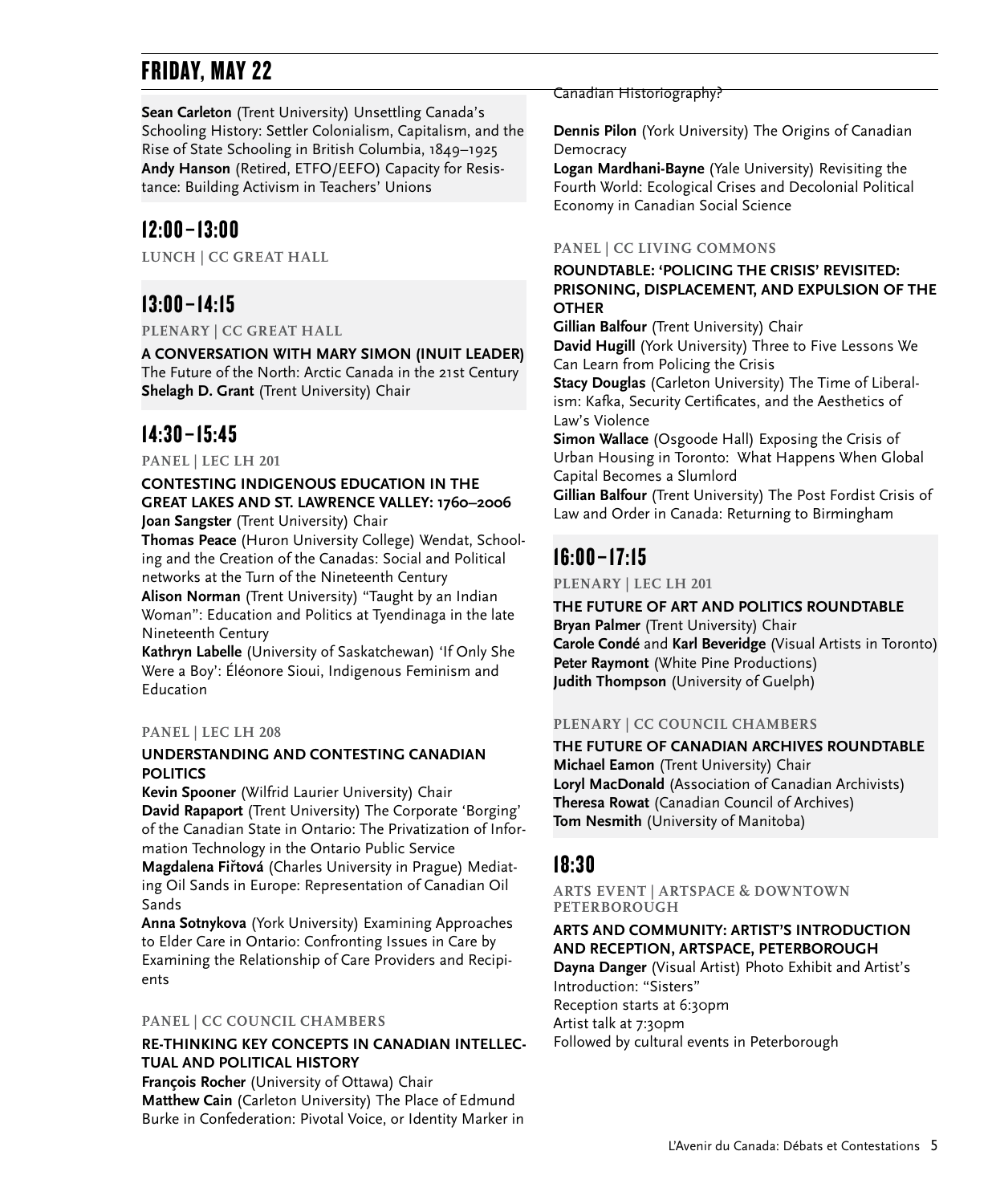# FRIDAY, MAY 22

**Sean Carleton** (Trent University) Unsettling Canada's Schooling History: Settler Colonialism, Capitalism, and the Rise of State Schooling in British Columbia, 1849–1925
**Andy Hanson** (Retired, ETFO/EEFO) Capacity for Resistance: Building Activism in Teachers' Unions

## 12:00 – 13:00

LUNCH | CC GREAT HALL

## 13:00 – 14:15

PLENARY | CC GREAT HALL

**A CONVERSATION WITH MARY SIMON (INUIT LEADER)**
The Future of the North: Arctic Canada in the 21st Century
**Shelagh D. Grant** (Trent University) Chair

## 14:30 – 15:45

PANEL | LEC LH 201

**CONTESTING INDIGENOUS EDUCATION IN THE GREAT LAKES AND ST. LAWRENCE VALLEY: 1760–2006**
**Joan Sangster** (Trent University) Chair
**Thomas Peace** (Huron University College) Wendat, Schooling and the Creation of the Canadas: Social and Political networks at the Turn of the Nineteenth Century
**Alison Norman** (Trent University) "Taught by an Indian Woman": Education and Politics at Tyendinaga in the late Nineteenth Century
**Kathryn Labelle** (University of Saskatchewan) 'If Only She Were a Boy': Éléonore Sioui, Indigenous Feminism and Education

PANEL | LEC LH 208

**UNDERSTANDING AND CONTESTING CANADIAN POLITICS**
**Kevin Spooner** (Wilfrid Laurier University) Chair
**David Rapaport** (Trent University) The Corporate 'Borging' of the Canadian State in Ontario: The Privatization of Information Technology in the Ontario Public Service
**Magdalena Fiřtová** (Charles University in Prague) Mediating Oil Sands in Europe: Representation of Canadian Oil Sands
**Anna Sotnykova** (York University) Examining Approaches to Elder Care in Ontario: Confronting Issues in Care by Examining the Relationship of Care Providers and Recipients

PANEL | CC COUNCIL CHAMBERS

**RE-THINKING KEY CONCEPTS IN CANADIAN INTELLECTUAL AND POLITICAL HISTORY**
**François Rocher** (University of Ottawa) Chair
**Matthew Cain** (Carleton University) The Place of Edmund Burke in Confederation: Pivotal Voice, or Identity Marker in Canadian Historiography?
**Dennis Pilon** (York University) The Origins of Canadian Democracy
**Logan Mardhani-Bayne** (Yale University) Revisiting the Fourth World: Ecological Crises and Decolonial Political Economy in Canadian Social Science

PANEL | CC LIVING COMMONS

**ROUNDTABLE: 'POLICING THE CRISIS' REVISITED: PRISONING, DISPLACEMENT, AND EXPULSION OF THE OTHER**
**Gillian Balfour** (Trent University) Chair
**David Hugill** (York University) Three to Five Lessons We Can Learn from Policing the Crisis
**Stacy Douglas** (Carleton University) The Time of Liberalism: Kafka, Security Certificates, and the Aesthetics of Law's Violence
**Simon Wallace** (Osgoode Hall) Exposing the Crisis of Urban Housing in Toronto: What Happens When Global Capital Becomes a Slumlord
**Gillian Balfour** (Trent University) The Post Fordist Crisis of Law and Order in Canada: Returning to Birmingham

## 16:00 – 17:15

PLENARY | LEC LH 201

**THE FUTURE OF ART AND POLITICS ROUNDTABLE**
**Bryan Palmer** (Trent University) Chair
**Carole Condé** and **Karl Beveridge** (Visual Artists in Toronto)
**Peter Raymont** (White Pine Productions)
**Judith Thompson** (University of Guelph)

PLENARY | CC COUNCIL CHAMBERS

**THE FUTURE OF CANADIAN ARCHIVES ROUNDTABLE**
**Michael Eamon** (Trent University) Chair
**Loryl MacDonald** (Association of Canadian Archivists)
**Theresa Rowat** (Canadian Council of Archives)
**Tom Nesmith** (University of Manitoba)

## 18:30

ARTS EVENT | ARTSPACE & DOWNTOWN PETERBOROUGH

**ARTS AND COMMUNITY: ARTIST'S INTRODUCTION AND RECEPTION, ARTSPACE, PETERBOROUGH**
**Dayna Danger** (Visual Artist) Photo Exhibit and Artist's Introduction: "Sisters"
Reception starts at 6:30pm
Artist talk at 7:30pm
Followed by cultural events in Peterborough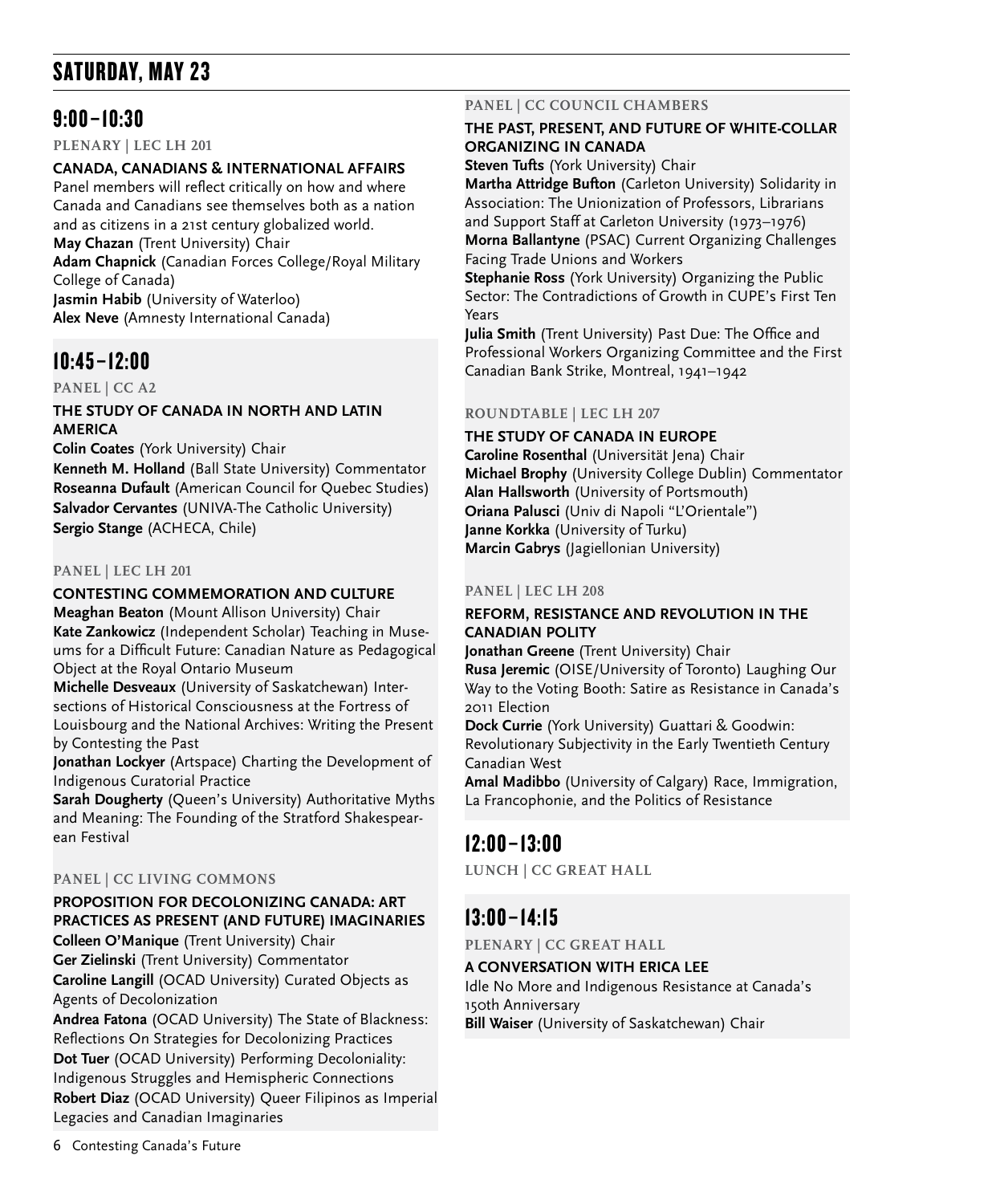# SATURDAY, MAY 23

## 9:00–10:30

**PLENARY | LEC LH 201**

**CANADA, CANADIANS & INTERNATIONAL AFFAIRS**

Panel members will reflect critically on how and where Canada and Canadians see themselves both as a nation and as citizens in a 21st century globalized world.

**May Chazan** (Trent University) Chair
**Adam Chapnick** (Canadian Forces College/Royal Military College of Canada)
**Jasmin Habib** (University of Waterloo)
**Alex Neve** (Amnesty International Canada)

## 10:45–12:00

**PANEL | CC A2**

**THE STUDY OF CANADA IN NORTH AND LATIN AMERICA**

**Colin Coates** (York University) Chair
**Kenneth M. Holland** (Ball State University) Commentator
**Roseanna Dufault** (American Council for Quebec Studies)
**Salvador Cervantes** (UNIVA-The Catholic University)
**Sergio Stange** (ACHECA, Chile)

**PANEL | LEC LH 201**

**CONTESTING COMMEMORATION AND CULTURE**

**Meaghan Beaton** (Mount Allison University) Chair
**Kate Zankowicz** (Independent Scholar) Teaching in Museums for a Difficult Future: Canadian Nature as Pedagogical Object at the Royal Ontario Museum
**Michelle Desveaux** (University of Saskatchewan) Intersections of Historical Consciousness at the Fortress of Louisbourg and the National Archives: Writing the Present by Contesting the Past
**Jonathan Lockyer** (Artspace) Charting the Development of Indigenous Curatorial Practice
**Sarah Dougherty** (Queen's University) Authoritative Myths and Meaning: The Founding of the Stratford Shakespearean Festival

**PANEL | CC LIVING COMMONS**

**PROPOSITION FOR DECOLONIZING CANADA: ART PRACTICES AS PRESENT (AND FUTURE) IMAGINARIES**

**Colleen O'Manique** (Trent University) Chair
**Ger Zielinski** (Trent University) Commentator
**Caroline Langill** (OCAD University) Curated Objects as Agents of Decolonization
**Andrea Fatona** (OCAD University) The State of Blackness: Reflections On Strategies for Decolonizing Practices
**Dot Tuer** (OCAD University) Performing Decoloniality: Indigenous Struggles and Hemispheric Connections
**Robert Diaz** (OCAD University) Queer Filipinos as Imperial Legacies and Canadian Imaginaries

**PANEL | CC COUNCIL CHAMBERS**

**THE PAST, PRESENT, AND FUTURE OF WHITE-COLLAR ORGANIZING IN CANADA**

**Steven Tufts** (York University) Chair
**Martha Attridge Bufton** (Carleton University) Solidarity in Association: The Unionization of Professors, Librarians and Support Staff at Carleton University (1973–1976)
**Morna Ballantyne** (PSAC) Current Organizing Challenges Facing Trade Unions and Workers
**Stephanie Ross** (York University) Organizing the Public Sector: The Contradictions of Growth in CUPE's First Ten Years
**Julia Smith** (Trent University) Past Due: The Office and Professional Workers Organizing Committee and the First Canadian Bank Strike, Montreal, 1941–1942

**ROUNDTABLE | LEC LH 207**

**THE STUDY OF CANADA IN EUROPE**

**Caroline Rosenthal** (Universität Jena) Chair
**Michael Brophy** (University College Dublin) Commentator
**Alan Hallsworth** (University of Portsmouth)
**Oriana Palusci** (Univ di Napoli "L'Orientale")
**Janne Korkka** (University of Turku)
**Marcin Gabrys** (Jagiellonian University)

**PANEL | LEC LH 208**

**REFORM, RESISTANCE AND REVOLUTION IN THE CANADIAN POLITY**

**Jonathan Greene** (Trent University) Chair
**Rusa Jeremic** (OISE/University of Toronto) Laughing Our Way to the Voting Booth: Satire as Resistance in Canada's 2011 Election
**Dock Currie** (York University) Guattari & Goodwin: Revolutionary Subjectivity in the Early Twentieth Century Canadian West
**Amal Madibbo** (University of Calgary) Race, Immigration, La Francophonie, and the Politics of Resistance

## 12:00–13:00

**LUNCH | CC GREAT HALL**

## 13:00–14:15

**PLENARY | CC GREAT HALL**

**A CONVERSATION WITH ERICA LEE**

Idle No More and Indigenous Resistance at Canada's 150th Anniversary

**Bill Waiser** (University of Saskatchewan) Chair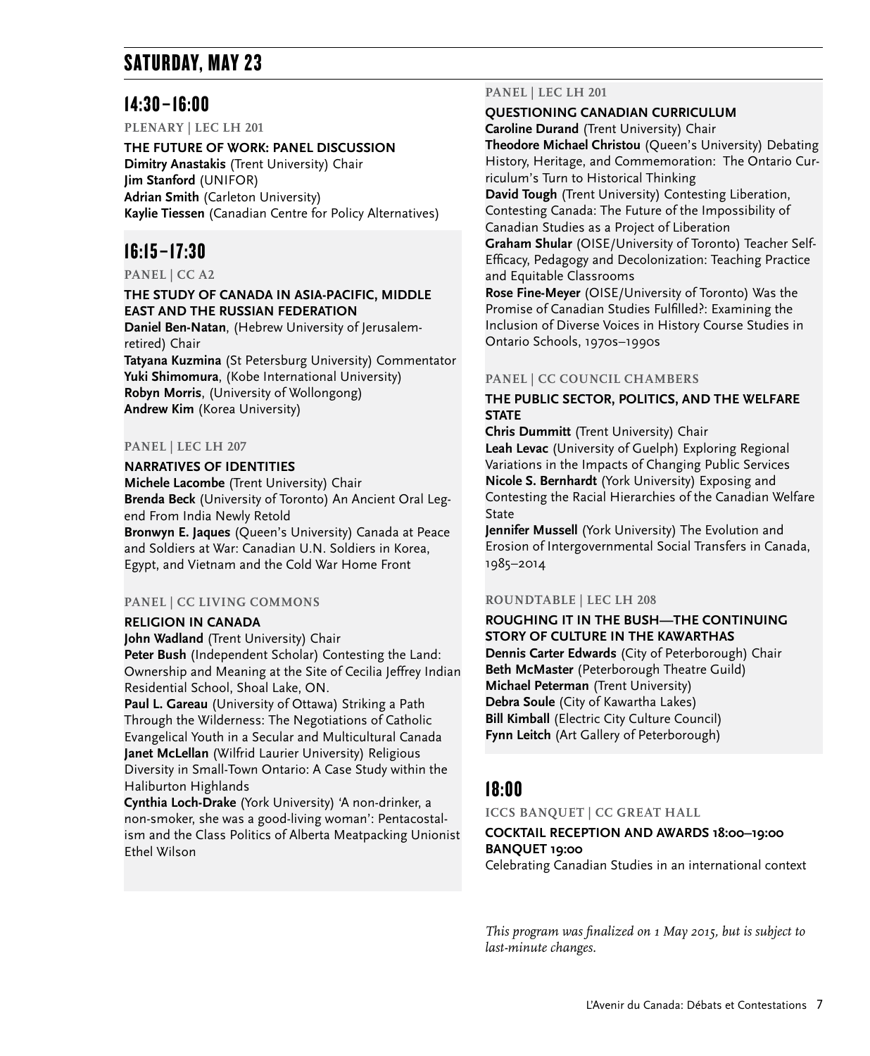# SATURDAY, MAY 23

## 14:30–16:00

PLENARY | LEC LH 201

**THE FUTURE OF WORK: PANEL DISCUSSION**
**Dimitry Anastakis** (Trent University) Chair
**Jim Stanford** (UNIFOR)
**Adrian Smith** (Carleton University)
**Kaylie Tiessen** (Canadian Centre for Policy Alternatives)

## 16:15–17:30

PANEL | CC A2

**THE STUDY OF CANADA IN ASIA-PACIFIC, MIDDLE EAST AND THE RUSSIAN FEDERATION**
**Daniel Ben-Natan**, (Hebrew University of Jerusalem-retired) Chair
**Tatyana Kuzmina** (St Petersburg University) Commentator
**Yuki Shimomura**, (Kobe International University)
**Robyn Morris**, (University of Wollongong)
**Andrew Kim** (Korea University)

PANEL | LEC LH 207

**NARRATIVES OF IDENTITIES**
**Michele Lacombe** (Trent University) Chair
**Brenda Beck** (University of Toronto) An Ancient Oral Legend From India Newly Retold
**Bronwyn E. Jaques** (Queen's University) Canada at Peace and Soldiers at War: Canadian U.N. Soldiers in Korea, Egypt, and Vietnam and the Cold War Home Front

PANEL | CC LIVING COMMONS

**RELIGION IN CANADA**
**John Wadland** (Trent University) Chair
**Peter Bush** (Independent Scholar) Contesting the Land: Ownership and Meaning at the Site of Cecilia Jeffrey Indian Residential School, Shoal Lake, ON.
**Paul L. Gareau** (University of Ottawa) Striking a Path Through the Wilderness: The Negotiations of Catholic Evangelical Youth in a Secular and Multicultural Canada
**Janet McLellan** (Wilfrid Laurier University) Religious Diversity in Small-Town Ontario: A Case Study within the Haliburton Highlands
**Cynthia Loch-Drake** (York University) 'A non-drinker, a non-smoker, she was a good-living woman': Pentacostalism and the Class Politics of Alberta Meatpacking Unionist Ethel Wilson

PANEL | LEC LH 201

**QUESTIONING CANADIAN CURRICULUM**
**Caroline Durand** (Trent University) Chair
**Theodore Michael Christou** (Queen's University) Debating History, Heritage, and Commemoration: The Ontario Curriculum's Turn to Historical Thinking
**David Tough** (Trent University) Contesting Liberation, Contesting Canada: The Future of the Impossibility of Canadian Studies as a Project of Liberation
**Graham Shular** (OISE/University of Toronto) Teacher Self-Efficacy, Pedagogy and Decolonization: Teaching Practice and Equitable Classrooms
**Rose Fine-Meyer** (OISE/University of Toronto) Was the Promise of Canadian Studies Fulfilled?: Examining the Inclusion of Diverse Voices in History Course Studies in Ontario Schools, 1970s–1990s

PANEL | CC COUNCIL CHAMBERS

**THE PUBLIC SECTOR, POLITICS, AND THE WELFARE STATE**
**Chris Dummitt** (Trent University) Chair
**Leah Levac** (University of Guelph) Exploring Regional Variations in the Impacts of Changing Public Services
**Nicole S. Bernhardt** (York University) Exposing and Contesting the Racial Hierarchies of the Canadian Welfare State
**Jennifer Mussell** (York University) The Evolution and Erosion of Intergovernmental Social Transfers in Canada, 1985–2014

ROUNDTABLE | LEC LH 208

**ROUGHING IT IN THE BUSH—THE CONTINUING STORY OF CULTURE IN THE KAWARTHAS**
**Dennis Carter Edwards** (City of Peterborough) Chair
**Beth McMaster** (Peterborough Theatre Guild)
**Michael Peterman** (Trent University)
**Debra Soule** (City of Kawartha Lakes)
**Bill Kimball** (Electric City Culture Council)
**Fynn Leitch** (Art Gallery of Peterborough)

## 18:00

ICCS BANQUET | CC GREAT HALL

**COCKTAIL RECEPTION AND AWARDS 18:00–19:00**
**BANQUET 19:00**
Celebrating Canadian Studies in an international context

*This program was finalized on 1 May 2015, but is subject to last-minute changes.*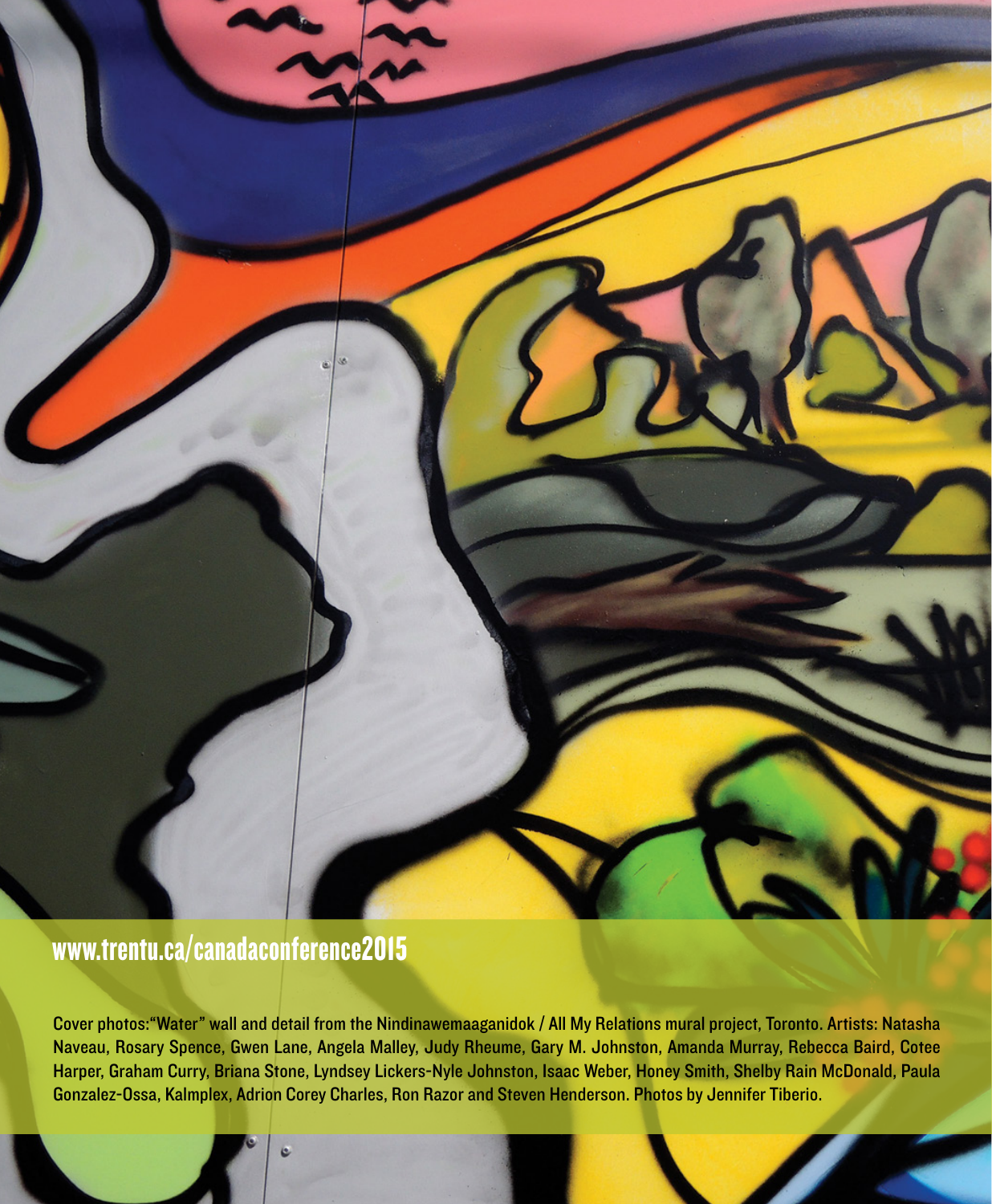**www.trentu.ca/canadaconference2015**

Cover photos:"Water" wall and detail from the Nindinawemaaganidok / All My Relations mural project, Toronto. Artists: Natasha Naveau, Rosary Spence, Gwen Lane, Angela Malley, Judy Rheume, Gary M. Johnston, Amanda Murray, Rebecca Baird, Cotee Harper, Graham Curry, Briana Stone, Lyndsey Lickers-Nyle Johnston, Isaac Weber, Honey Smith, Shelby Rain McDonald, Paula Gonzalez-Ossa, Kalmplex, Adrion Corey Charles, Ron Razor and Steven Henderson. Photos by Jennifer Tiberio.